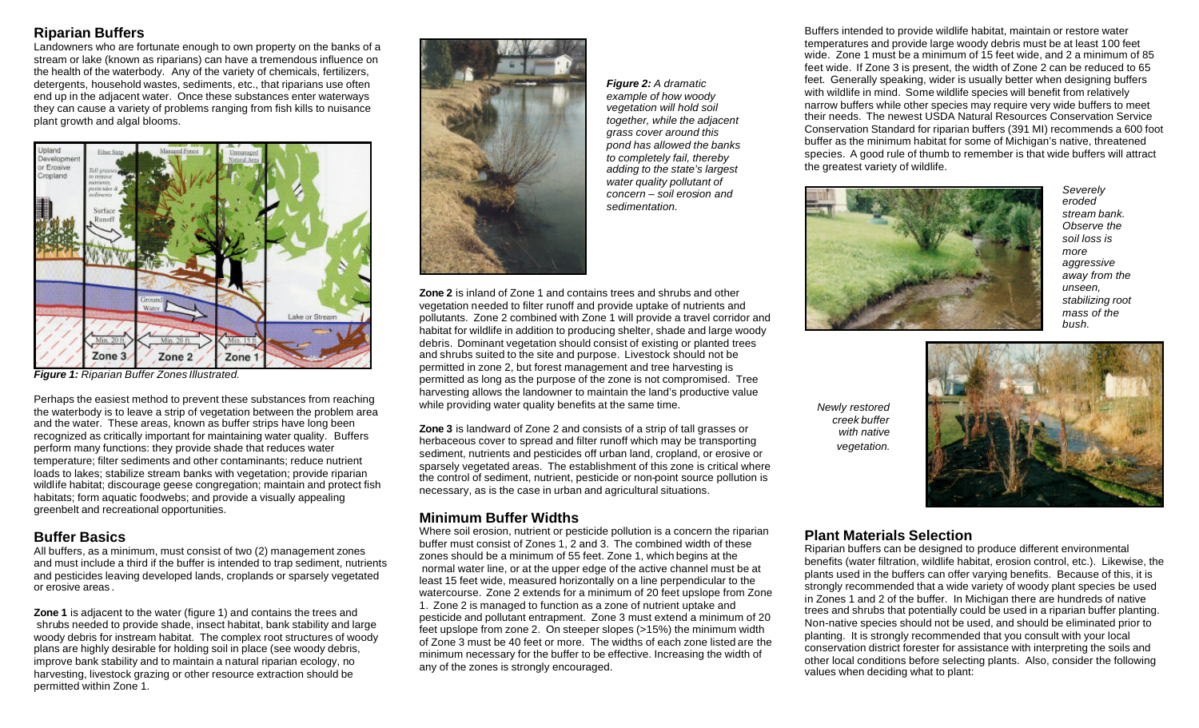## Riparian Buffers

Landowners who are fortunate enough to own property on the banks of a stream or lake (known as riparians) can have a tremendous influence on the health of the waterbody. Any of the variety of chemicals, fertilizers, detergents, household wastes, sediments, etc., that riparians use often end up in the adjacent water. Once these substances enter waterways they can cause a variety of problems ranging from fish kills to nuisance plant growth and algal blooms.

*Figure 1: Riparian Buffer Zones Illustrated.*

Perhaps the easiest method to prevent these substances from reaching the waterbody is to leave a strip of vegetation between the problem area and the water. These areas, known as buffer strips have long been recognized as critically important for maintaining water quality. Buffers perform many functions: they provide shade that reduces water temperature; filter sediments and other contaminants; reduce nutrient loads to lakes; stabilize stream banks with vegetation; provide riparian wildlife habitat; discourage geese congregation; maintain and protect fish habitats; form aquatic foodwebs; and provide a visually appealing greenbelt and recreational opportunities.

## Buffer Basics

All buffers, as a minimum, must consist of two (2) management zones and must include a third if the buffer is intended to trap sediment, nutrients and pesticides leaving developed lands, croplands or sparsely vegetated or erosive areas.

**Zone 1** is adjacent to the water (figure 1) and contains the trees and shrubs needed to provide shade, insect habitat, bank stability and large woody debris for instream habitat. The complex root structures of woody plans are highly desirable for holding soil in place (see woody debris, improve bank stability and to maintain a natural riparian ecology, no harvesting, livestock grazing or other resource extraction should be permitted within Zone 1.

*Figure 2: A dramatic example of how woody vegetation will hold soil together, while the adjacent grass cover around this pond has allowed the banks to completely fail, thereby adding to the state's largest water quality pollutant of concern – soil erosion and sedimentation.*

**Zone 2** is inland of Zone 1 and contains trees and shrubs and other vegetation needed to filter runoff and provide uptake of nutrients and pollutants. Zone 2 combined with Zone 1 will provide a travel corridor and habitat for wildlife in addition to producing shelter, shade and large woody debris. Dominant vegetation should consist of existing or planted trees and shrubs suited to the site and purpose. Livestock should not be permitted in zone 2, but forest management and tree harvesting is permitted as long as the purpose of the zone is not compromised. Tree harvesting allows the landowner to maintain the land's productive value while providing water quality benefits at the same time.

**Zone 3** is landward of Zone 2 and consists of a strip of tall grasses or herbaceous cover to spread and filter runoff which may be transporting sediment, nutrients and pesticides off urban land, cropland, or erosive or sparsely vegetated areas. The establishment of this zone is critical where the control of sediment, nutrient, pesticide or non-point source pollution is necessary, as is the case in urban and agricultural situations.

## Minimum Buffer Widths

Where soil erosion, nutrient or pesticide pollution is a concern the riparian buffer must consist of Zones 1, 2 and 3. The combined width of these zones should be a minimum of 55 feet. Zone 1, which begins at the normal water line, or at the upper edge of the active channel must be at least 15 feet wide, measured horizontally on a line perpendicular to the watercourse. Zone 2 extends for a minimum of 20 feet upslope from Zone 1. Zone 2 is managed to function as a zone of nutrient uptake and pesticide and pollutant entrapment. Zone 3 must extend a minimum of 20 feet upslope from zone 2. On steeper slopes (>15%) the minimum width of Zone 3 must be 40 feet or more. The widths of each zone listed are the minimum necessary for the buffer to be effective. Increasing the width of any of the zones is strongly encouraged.

Buffers intended to provide wildlife habitat, maintain or restore water temperatures and provide large woody debris must be at least 100 feet wide. Zone 1 must be a minimum of 15 feet wide, and 2 a minimum of 85 feet wide. If Zone 3 is present, the width of Zone 2 can be reduced to 65 feet. Generally speaking, wider is usually better when designing buffers with wildlife in mind. Some wildlife species will benefit from relatively narrow buffers while other species may require very wide buffers to meet their needs. The newest USDA Natural Resources Conservation Service Conservation Standard for riparian buffers (391 MI) recommends a 600 foot buffer as the minimum habitat for some of Michigan's native, threatened species. A good rule of thumb to remember is that wide buffers will attract the greatest variety of wildlife.

*Severely eroded stream bank. Observe the soil loss is more aggressive away from the unseen, stabilizing root mass of the bush.*

*Newly restored creek buffer with native vegetation.*

## Plant Materials Selection

Riparian buffers can be designed to produce different environmental benefits (water filtration, wildlife habitat, erosion control, etc.). Likewise, the plants used in the buffers can offer varying benefits. Because of this, it is strongly recommended that a wide variety of woody plant species be used in Zones 1 and 2 of the buffer. In Michigan there are hundreds of native trees and shrubs that potentially could be used in a riparian buffer planting. Non-native species should not be used, and should be eliminated prior to planting. It is strongly recommended that you consult with your local conservation district forester for assistance with interpreting the soils and other local conditions before selecting plants. Also, consider the following values when deciding what to plant: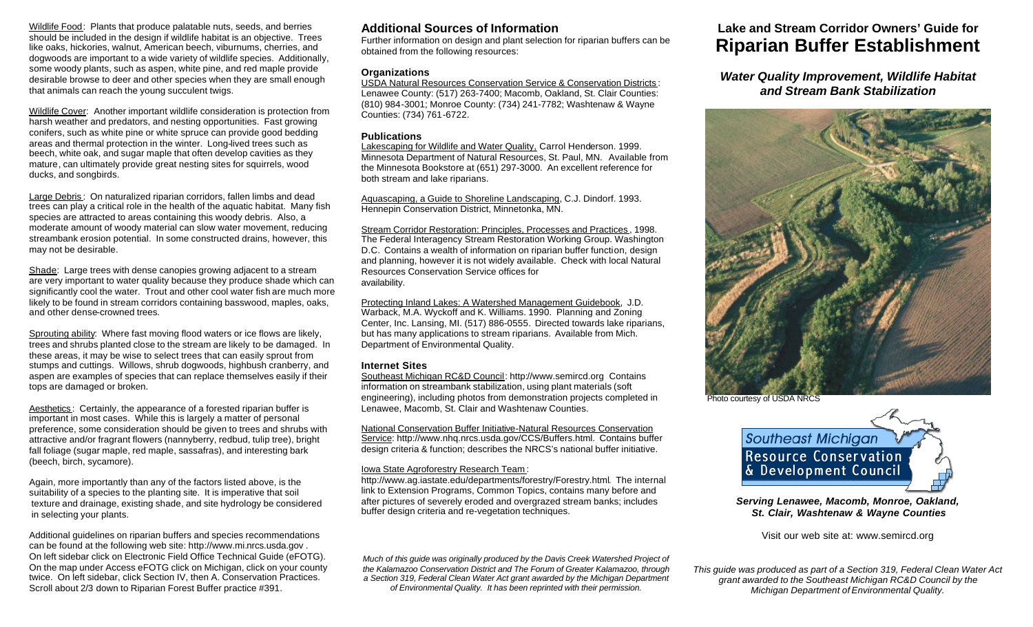Wildlife Food: Plants that produce palatable nuts, seeds, and berries should be included in the design if wildlife habitat is an objective. Trees like oaks, hickories, walnut, American beech, viburnums, cherries, and dogwoods are important to a wide variety of wildlife species. Additionally, some woody plants, such as aspen, white pine, and red maple provide desirable browse to deer and other species when they are small enough that animals can reach the young succulent twigs.

Wildlife Cover: Another important wildlife consideration is protection from harsh weather and predators, and nesting opportunities. Fast growing conifers, such as white pine or white spruce can provide good bedding areas and thermal protection in the winter. Long-lived trees such as beech, white oak, and sugar maple that often develop cavities as they mature, can ultimately provide great nesting sites for squirrels, wood ducks, and songbirds.

Large Debris: On naturalized riparian corridors, fallen limbs and dead trees can play a critical role in the health of the aquatic habitat. Many fish species are attracted to areas containing this woody debris. Also, a moderate amount of woody material can slow water movement, reducing streambank erosion potential. In some constructed drains, however, this may not be desirable.

Shade: Large trees with dense canopies growing adjacent to a stream are very important to water quality because they produce shade which can significantly cool the water. Trout and other cool water fish are much more likely to be found in stream corridors containing basswood, maples, oaks, and other dense-crowned trees.

Sprouting ability: Where fast moving flood waters or ice flows are likely, trees and shrubs planted close to the stream are likely to be damaged. In these areas, it may be wise to select trees that can easily sprout from stumps and cuttings. Willows, shrub dogwoods, highbush cranberry, and aspen are examples of species that can replace themselves easily if their tops are damaged or broken.

Aesthetics: Certainly, the appearance of a forested riparian buffer is important in most cases. While this is largely a matter of personal preference, some consideration should be given to trees and shrubs with attractive and/or fragrant flowers (nannyberry, redbud, tulip tree), bright fall foliage (sugar maple, red maple, sassafras), and interesting bark (beech, birch, sycamore).

Again, more importantly than any of the factors listed above, is the suitability of a species to the planting site. It is imperative that soil texture and drainage, existing shade, and site hydrology be considered in selecting your plants.

Additional guidelines on riparian buffers and species recommendations can be found at the following web site: http://www.mi.nrcs.usda.gov . On left sidebar click on Electronic Field Office Technical Guide (eFOTG). On the map under Access eFOTG click on Michigan, click on your county twice. On left sidebar, click Section IV, then A. Conservation Practices. Scroll about 2/3 down to Riparian Forest Buffer practice #391.

## Additional Sources of Information

Further information on design and plant selection for riparian buffers can be obtained from the following resources:

### Organizations

USDA Natural Resources Conservation Service & Conservation Districts: Lenawee County: (517) 263-7400; Macomb, Oakland, St. Clair Counties: (810) 984-3001; Monroe County: (734) 241-7782; Washtenaw & Wayne Counties: (734) 761-6722.

### Publications

Lakescaping for Wildlife and Water Quality, Carrol Henderson. 1999. Minnesota Department of Natural Resources, St. Paul, MN. Available from the Minnesota Bookstore at (651) 297-3000. An excellent reference for both stream and lake riparians.

Aquascaping, a Guide to Shoreline Landscaping, C.J. Dindorf. 1993. Hennepin Conservation District, Minnetonka, MN.

Stream Corridor Restoration: Principles, Processes and Practices, 1998. The Federal Interagency Stream Restoration Working Group. Washington D.C. Contains a wealth of information on riparian buffer function, design and planning, however it is not widely available. Check with local Natural Resources Conservation Service offices for availability.

Protecting Inland Lakes: A Watershed Management Guidebook, J.D. Warback, M.A. Wyckoff and K. Williams. 1990. Planning and Zoning Center, Inc. Lansing, MI. (517) 886-0555. Directed towards lake riparians, but has many applications to stream riparians. Available from Mich. Department of Environmental Quality.

### Internet Sites

Southeast Michigan RC&D Council: http://www.semircd.org Contains information on streambank stabilization, using plant materials (soft engineering), including photos from demonstration projects completed in Lenawee, Macomb, St. Clair and Washtenaw Counties.

National Conservation Buffer Initiative-Natural Resources Conservation Service: http://www.nhq.nrcs.usda.gov/CCS/Buffers.html. Contains buffer design criteria & function; describes the NRCS's national buffer initiative.

Iowa State Agroforestry Research Team: http://www.ag.iastate.edu/departments/forestry/Forestry.html. The internal link to Extension Programs, Common Topics, contains many before and after pictures of severely eroded and overgrazed stream banks; includes buffer design criteria and re-vegetation techniques.

*Much of this guide was originally produced by the Davis Creek Watershed Project of the Kalamazoo Conservation District and The Forum of Greater Kalamazoo, through a Section 319, Federal Clean Water Act grant awarded by the Michigan Department of Environmental Quality. It has been reprinted with their permission.*

## Lake and Stream Corridor Owners' Guide for
# Riparian Buffer Establishment

### *Water Quality Improvement, Wildlife Habitat and Stream Bank Stabilization*

Photo courtesy of USDA NRCS

Southeast Michigan
Resource Conservation & Development Council

***Serving Lenawee, Macomb, Monroe, Oakland, St. Clair, Washtenaw & Wayne Counties***

Visit our web site at: www.semircd.org

*This guide was produced as part of a Section 319, Federal Clean Water Act grant awarded to the Southeast Michigan RC&D Council by the Michigan Department of Environmental Quality.*